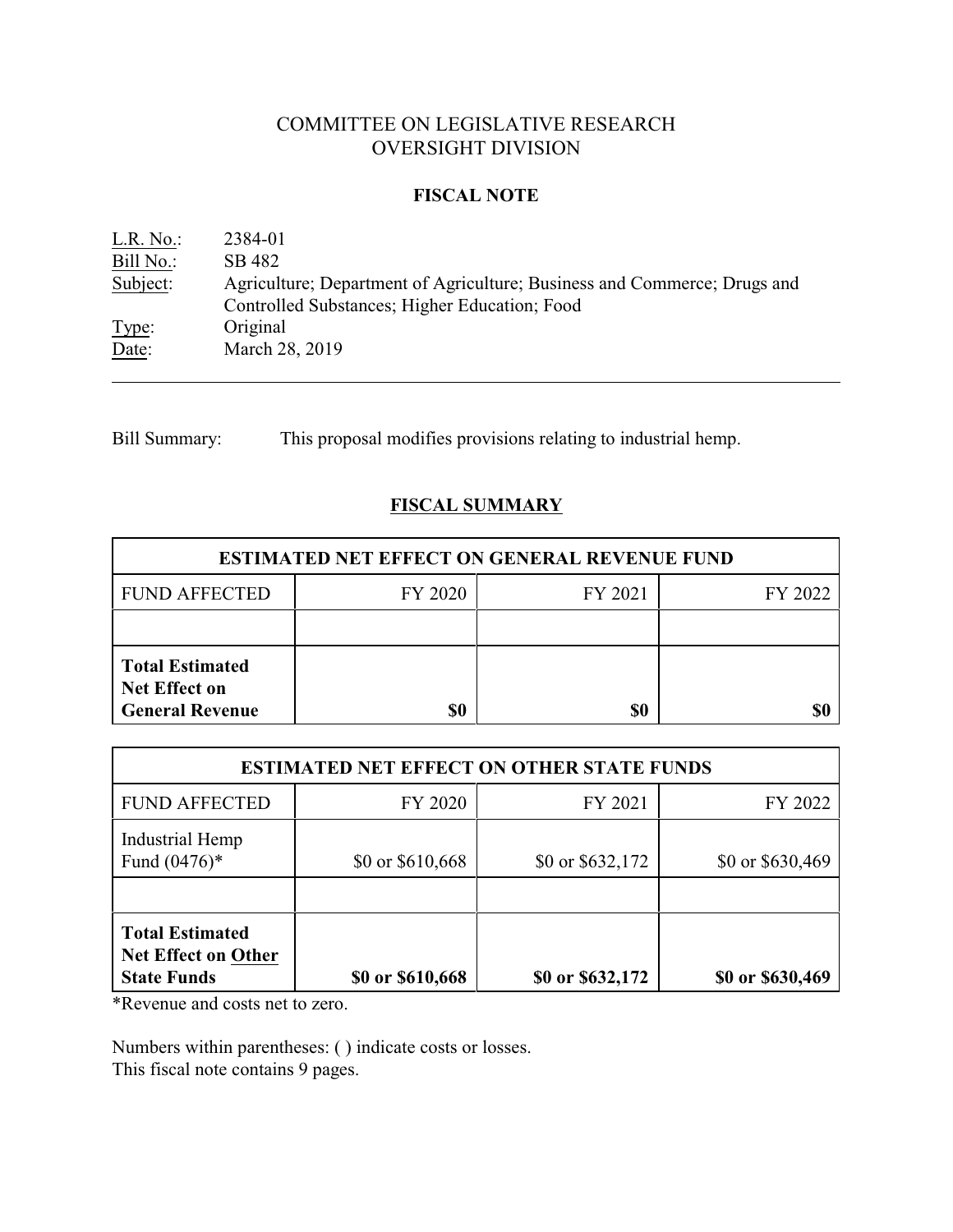# COMMITTEE ON LEGISLATIVE RESEARCH
# OVERSIGHT DIVISION

## FISCAL NOTE

L.R. No.: 2384-01
Bill No.: SB 482
Subject: Agriculture; Department of Agriculture; Business and Commerce; Drugs and Controlled Substances; Higher Education; Food
Type: Original
Date: March 28, 2019

---

Bill Summary: This proposal modifies provisions relating to industrial hemp.

## FISCAL SUMMARY

| ESTIMATED NET EFFECT ON GENERAL REVENUE FUND | | | |
|---|---|---|---|
| FUND AFFECTED | FY 2020 | FY 2021 | FY 2022 |
| | | | |
| **Total Estimated Net Effect on General Revenue** | **$0** | **$0** | **$0** |

| ESTIMATED NET EFFECT ON OTHER STATE FUNDS | | | |
|---|---|---|---|
| FUND AFFECTED | FY 2020 | FY 2021 | FY 2022 |
| Industrial Hemp Fund (0476)* | $0 or $610,668 | $0 or $632,172 | $0 or $630,469 |
| | | | |
| **Total Estimated Net Effect on Other State Funds** | **$0 or $610,668** | **$0 or $632,172** | **$0 or $630,469** |

*Revenue and costs net to zero.

Numbers within parentheses: ( ) indicate costs or losses.
This fiscal note contains 9 pages.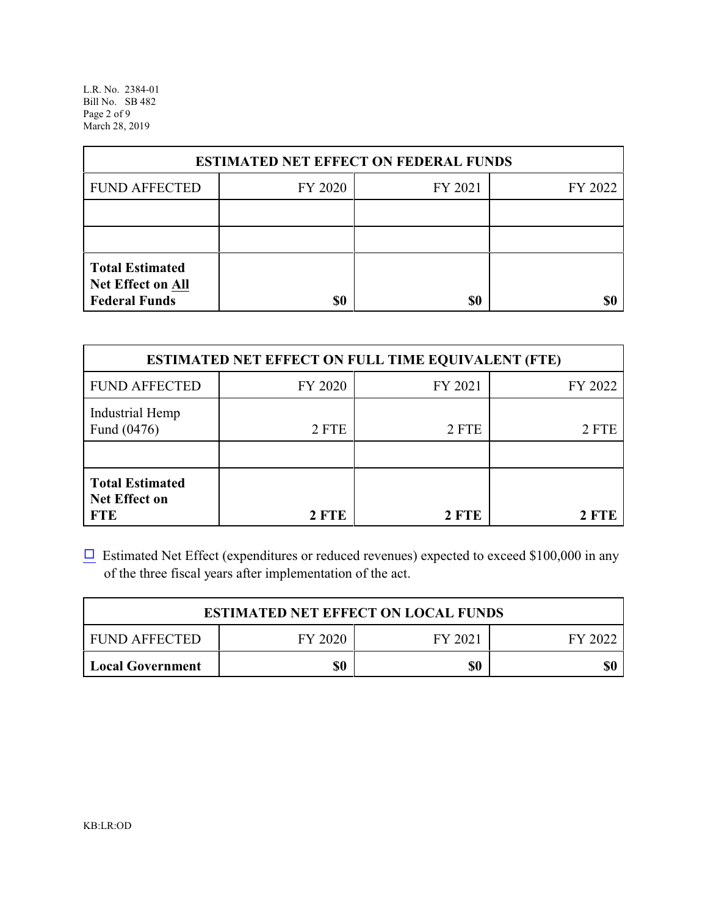| ESTIMATED NET EFFECT ON FEDERAL FUNDS | | | |
|---|---|---|---|
| FUND AFFECTED | FY 2020 | FY 2021 | FY 2022 |
| | | | |
| | | | |
| **Total Estimated Net Effect on All Federal Funds** | **$0** | **$0** | **$0** |

| ESTIMATED NET EFFECT ON FULL TIME EQUIVALENT (FTE) | | | |
|---|---|---|---|
| FUND AFFECTED | FY 2020 | FY 2021 | FY 2022 |
| Industrial Hemp Fund (0476) | 2 FTE | 2 FTE | 2 FTE |
| | | | |
| **Total Estimated Net Effect on FTE** | **2 FTE** | **2 FTE** | **2 FTE** |

☐ Estimated Net Effect (expenditures or reduced revenues) expected to exceed $100,000 in any of the three fiscal years after implementation of the act.

| ESTIMATED NET EFFECT ON LOCAL FUNDS | | | |
|---|---|---|---|
| FUND AFFECTED | FY 2020 | FY 2021 | FY 2022 |
| **Local Government** | **$0** | **$0** | **$0** |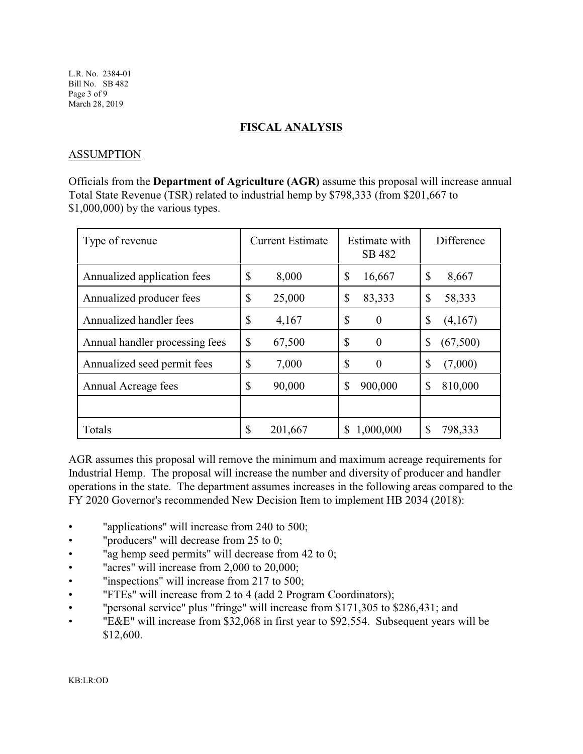## FISCAL ANALYSIS

### ASSUMPTION

Officials from the **Department of Agriculture (AGR)** assume this proposal will increase annual Total State Revenue (TSR) related to industrial hemp by $798,333 (from $201,667 to $1,000,000) by the various types.

| Type of revenue | Current Estimate | Estimate with SB 482 | Difference |
|---|---|---|---|
| Annualized application fees | $ 8,000 | $ 16,667 | $ 8,667 |
| Annualized producer fees | $ 25,000 | $ 83,333 | $ 58,333 |
| Annualized handler fees | $ 4,167 | $ 0 | $ (4,167) |
| Annual handler processing fees | $ 67,500 | $ 0 | $ (67,500) |
| Annualized seed permit fees | $ 7,000 | $ 0 | $ (7,000) |
| Annual Acreage fees | $ 90,000 | $ 900,000 | $ 810,000 |
| | | | |
| Totals | $ 201,667 | $ 1,000,000 | $ 798,333 |

AGR assumes this proposal will remove the minimum and maximum acreage requirements for Industrial Hemp. The proposal will increase the number and diversity of producer and handler operations in the state. The department assumes increases in the following areas compared to the FY 2020 Governor's recommended New Decision Item to implement HB 2034 (2018):

- "applications" will increase from 240 to 500;
- "producers" will decrease from 25 to 0;
- "ag hemp seed permits" will decrease from 42 to 0;
- "acres" will increase from 2,000 to 20,000;
- "inspections" will increase from 217 to 500;
- "FTEs" will increase from 2 to 4 (add 2 Program Coordinators);
- "personal service" plus "fringe" will increase from $171,305 to $286,431; and
- "E&E" will increase from $32,068 in first year to $92,554. Subsequent years will be $12,600.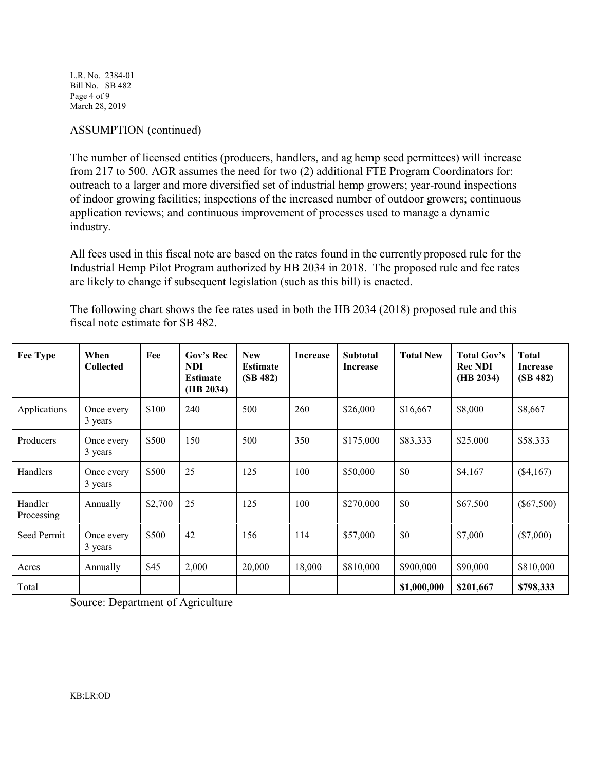ASSUMPTION (continued)

The number of licensed entities (producers, handlers, and ag hemp seed permittees) will increase from 217 to 500. AGR assumes the need for two (2) additional FTE Program Coordinators for: outreach to a larger and more diversified set of industrial hemp growers; year-round inspections of indoor growing facilities; inspections of the increased number of outdoor growers; continuous application reviews; and continuous improvement of processes used to manage a dynamic industry.

All fees used in this fiscal note are based on the rates found in the currently proposed rule for the Industrial Hemp Pilot Program authorized by HB 2034 in 2018. The proposed rule and fee rates are likely to change if subsequent legislation (such as this bill) is enacted.

The following chart shows the fee rates used in both the HB 2034 (2018) proposed rule and this fiscal note estimate for SB 482.

| Fee Type | When Collected | Fee | Gov's Rec NDI Estimate (HB 2034) | New Estimate (SB 482) | Increase | Subtotal Increase | Total New | Total Gov's Rec NDI (HB 2034) | Total Increase (SB 482) |
|---|---|---|---|---|---|---|---|---|---|
| Applications | Once every 3 years | $100 | 240 | 500 | 260 | $26,000 | $16,667 | $8,000 | $8,667 |
| Producers | Once every 3 years | $500 | 150 | 500 | 350 | $175,000 | $83,333 | $25,000 | $58,333 |
| Handlers | Once every 3 years | $500 | 25 | 125 | 100 | $50,000 | $0 | $4,167 | ($4,167) |
| Handler Processing | Annually | $2,700 | 25 | 125 | 100 | $270,000 | $0 | $67,500 | ($67,500) |
| Seed Permit | Once every 3 years | $500 | 42 | 156 | 114 | $57,000 | $0 | $7,000 | ($7,000) |
| Acres | Annually | $45 | 2,000 | 20,000 | 18,000 | $810,000 | $900,000 | $90,000 | $810,000 |
| Total | | | | | | | **$1,000,000** | **$201,667** | **$798,333** |

Source: Department of Agriculture

KB:LR:OD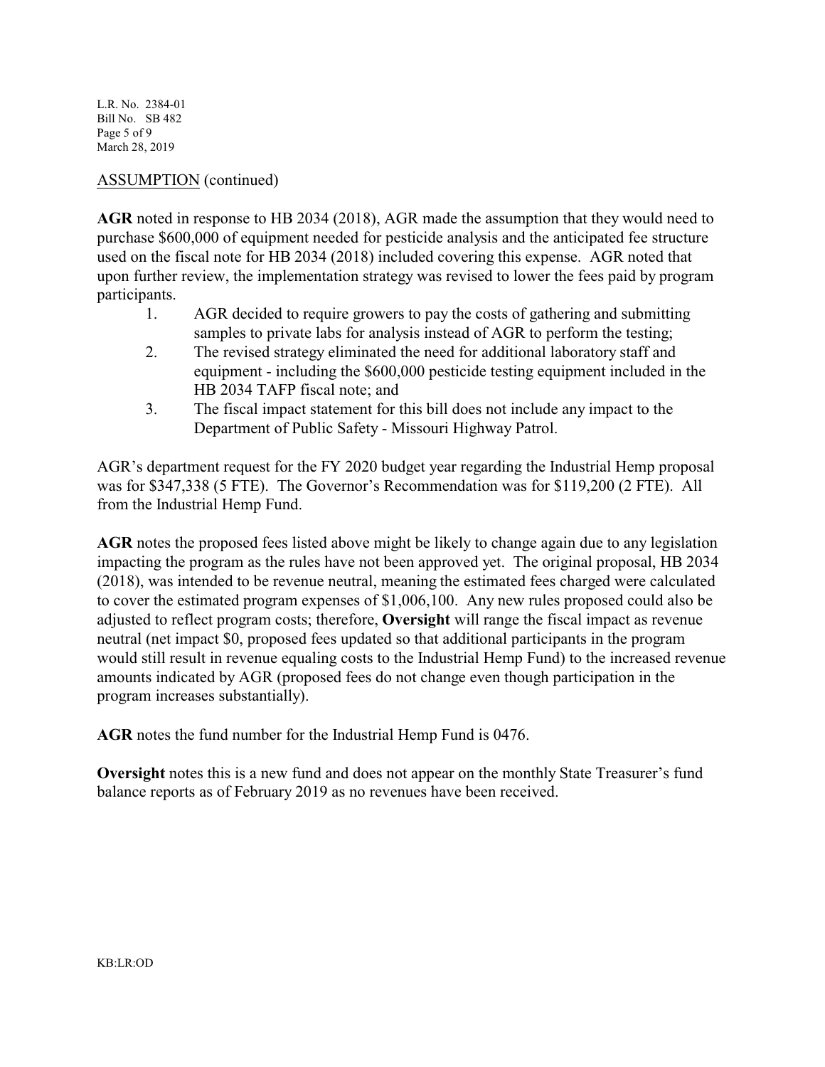ASSUMPTION (continued)

**AGR** noted in response to HB 2034 (2018), AGR made the assumption that they would need to purchase $600,000 of equipment needed for pesticide analysis and the anticipated fee structure used on the fiscal note for HB 2034 (2018) included covering this expense. AGR noted that upon further review, the implementation strategy was revised to lower the fees paid by program participants.

1. AGR decided to require growers to pay the costs of gathering and submitting samples to private labs for analysis instead of AGR to perform the testing;
2. The revised strategy eliminated the need for additional laboratory staff and equipment - including the $600,000 pesticide testing equipment included in the HB 2034 TAFP fiscal note; and
3. The fiscal impact statement for this bill does not include any impact to the Department of Public Safety - Missouri Highway Patrol.

AGR's department request for the FY 2020 budget year regarding the Industrial Hemp proposal was for $347,338 (5 FTE). The Governor's Recommendation was for $119,200 (2 FTE). All from the Industrial Hemp Fund.

**AGR** notes the proposed fees listed above might be likely to change again due to any legislation impacting the program as the rules have not been approved yet. The original proposal, HB 2034 (2018), was intended to be revenue neutral, meaning the estimated fees charged were calculated to cover the estimated program expenses of $1,006,100. Any new rules proposed could also be adjusted to reflect program costs; therefore, **Oversight** will range the fiscal impact as revenue neutral (net impact $0, proposed fees updated so that additional participants in the program would still result in revenue equaling costs to the Industrial Hemp Fund) to the increased revenue amounts indicated by AGR (proposed fees do not change even though participation in the program increases substantially).

**AGR** notes the fund number for the Industrial Hemp Fund is 0476.

**Oversight** notes this is a new fund and does not appear on the monthly State Treasurer's fund balance reports as of February 2019 as no revenues have been received.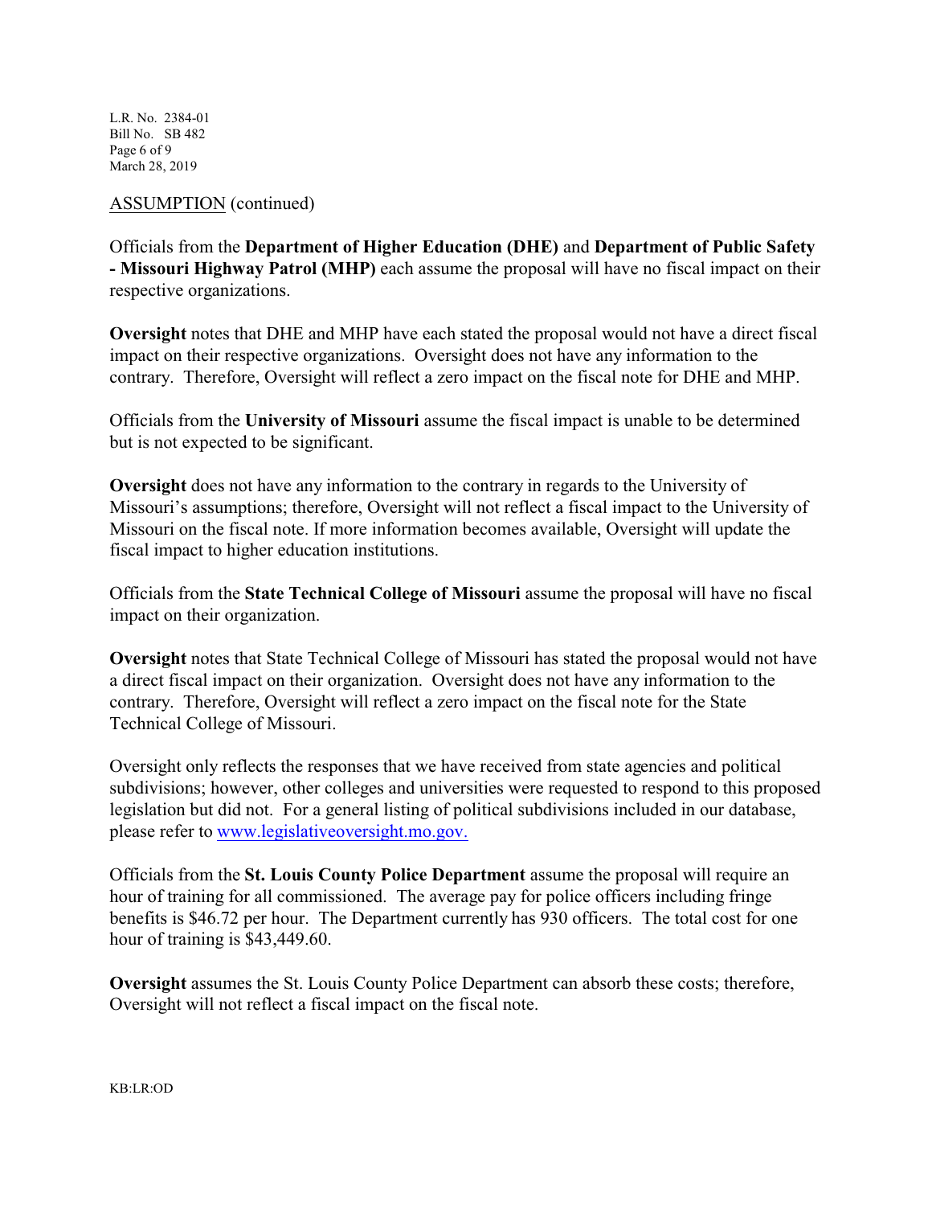ASSUMPTION (continued)

Officials from the **Department of Higher Education (DHE)** and **Department of Public Safety - Missouri Highway Patrol (MHP)** each assume the proposal will have no fiscal impact on their respective organizations.

**Oversight** notes that DHE and MHP have each stated the proposal would not have a direct fiscal impact on their respective organizations. Oversight does not have any information to the contrary. Therefore, Oversight will reflect a zero impact on the fiscal note for DHE and MHP.

Officials from the **University of Missouri** assume the fiscal impact is unable to be determined but is not expected to be significant.

**Oversight** does not have any information to the contrary in regards to the University of Missouri's assumptions; therefore, Oversight will not reflect a fiscal impact to the University of Missouri on the fiscal note. If more information becomes available, Oversight will update the fiscal impact to higher education institutions.

Officials from the **State Technical College of Missouri** assume the proposal will have no fiscal impact on their organization.

**Oversight** notes that State Technical College of Missouri has stated the proposal would not have a direct fiscal impact on their organization. Oversight does not have any information to the contrary. Therefore, Oversight will reflect a zero impact on the fiscal note for the State Technical College of Missouri.

Oversight only reflects the responses that we have received from state agencies and political subdivisions; however, other colleges and universities were requested to respond to this proposed legislation but did not. For a general listing of political subdivisions included in our database, please refer to www.legislativeoversight.mo.gov.

Officials from the **St. Louis County Police Department** assume the proposal will require an hour of training for all commissioned. The average pay for police officers including fringe benefits is $46.72 per hour. The Department currently has 930 officers. The total cost for one hour of training is $43,449.60.

**Oversight** assumes the St. Louis County Police Department can absorb these costs; therefore, Oversight will not reflect a fiscal impact on the fiscal note.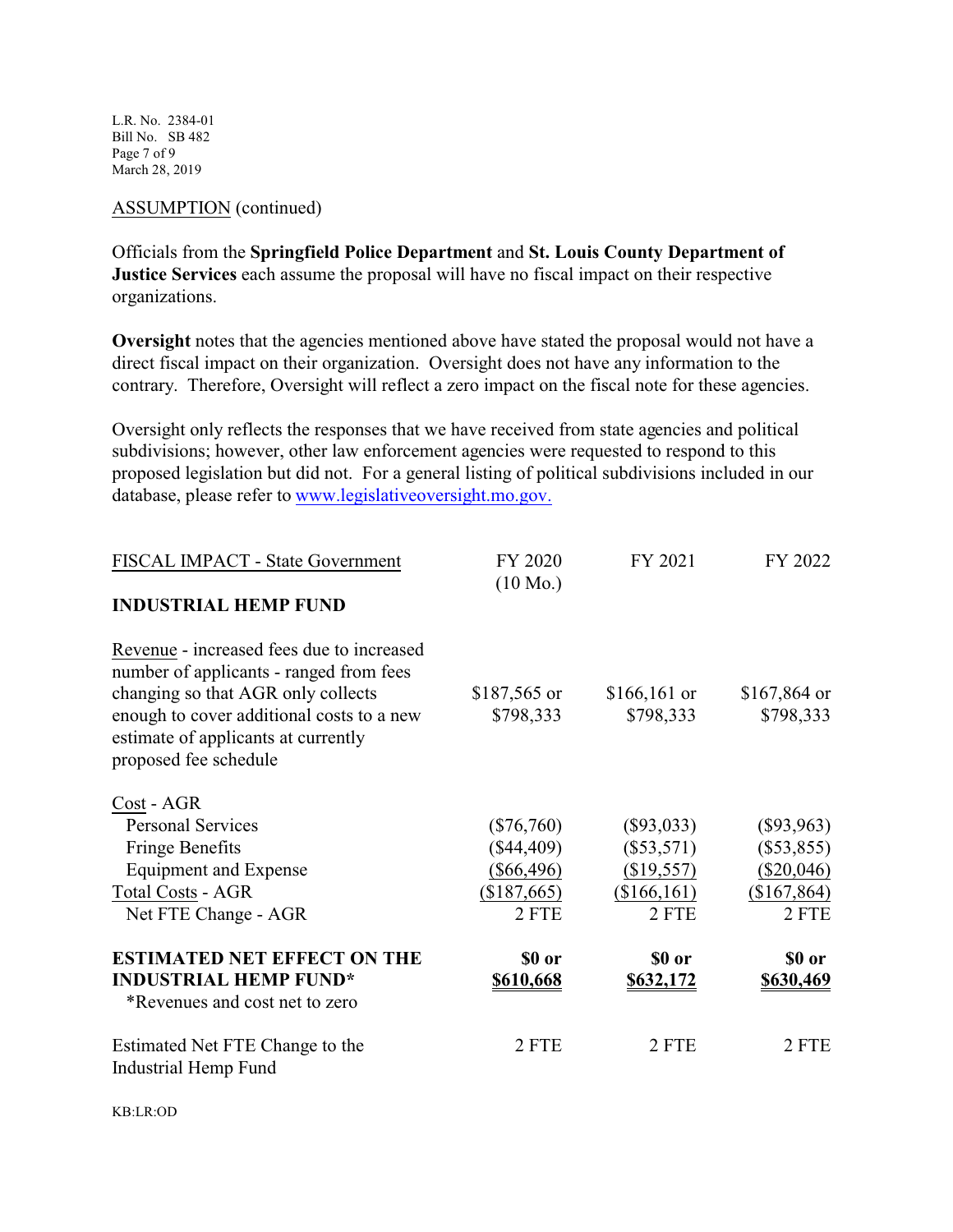ASSUMPTION (continued)

Officials from the **Springfield Police Department** and **St. Louis County Department of Justice Services** each assume the proposal will have no fiscal impact on their respective organizations.

**Oversight** notes that the agencies mentioned above have stated the proposal would not have a direct fiscal impact on their organization. Oversight does not have any information to the contrary. Therefore, Oversight will reflect a zero impact on the fiscal note for these agencies.

Oversight only reflects the responses that we have received from state agencies and political subdivisions; however, other law enforcement agencies were requested to respond to this proposed legislation but did not. For a general listing of political subdivisions included in our database, please refer to www.legislativeoversight.mo.gov.

| FISCAL IMPACT - State Government | FY 2020 (10 Mo.) | FY 2021 | FY 2022 |
|---|---|---|---|
| **INDUSTRIAL HEMP FUND** | | | |
| Revenue - increased fees due to increased number of applicants - ranged from fees changing so that AGR only collects enough to cover additional costs to a new estimate of applicants at currently proposed fee schedule | $187,565 or $798,333 | $166,161 or $798,333 | $167,864 or $798,333 |
| Cost - AGR | | | |
| Personal Services | ($76,760) | ($93,033) | ($93,963) |
| Fringe Benefits | ($44,409) | ($53,571) | ($53,855) |
| Equipment and Expense | ($66,496) | ($19,557) | ($20,046) |
| Total Costs - AGR | ($187,665) | ($166,161) | ($167,864) |
| Net FTE Change - AGR | 2 FTE | 2 FTE | 2 FTE |
| **ESTIMATED NET EFFECT ON THE INDUSTRIAL HEMP FUND*** | **$0 or $610,668** | **$0 or $632,172** | **$0 or $630,469** |
| *Revenues and cost net to zero | | | |
| Estimated Net FTE Change to the Industrial Hemp Fund | 2 FTE | 2 FTE | 2 FTE |

KB:LR:OD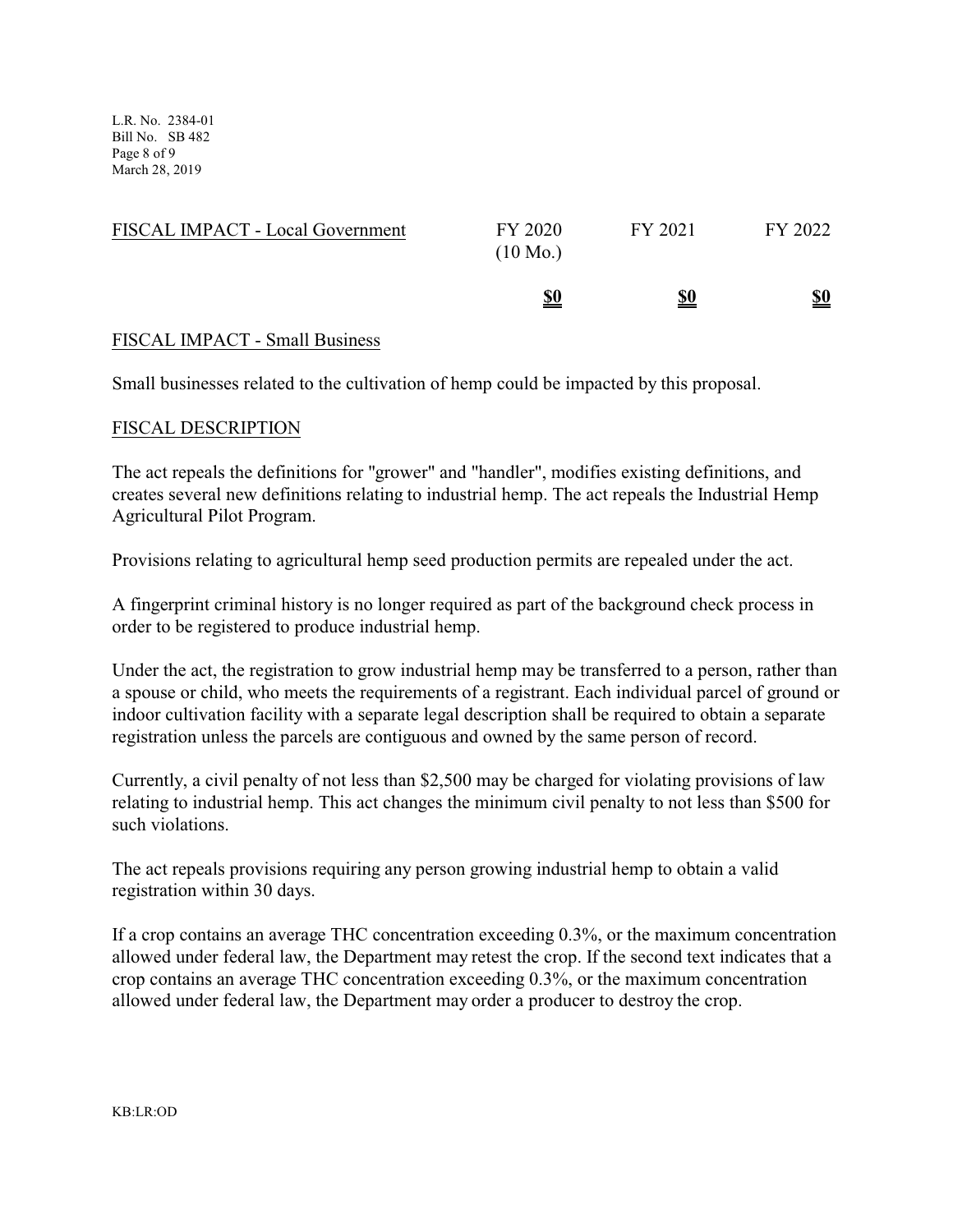| FISCAL IMPACT - Local Government | FY 2020 (10 Mo.) | FY 2021 | FY 2022 |
|---|---|---|---|
| | **$0** | **$0** | **$0** |

## FISCAL IMPACT - Small Business

Small businesses related to the cultivation of hemp could be impacted by this proposal.

## FISCAL DESCRIPTION

The act repeals the definitions for "grower" and "handler", modifies existing definitions, and creates several new definitions relating to industrial hemp. The act repeals the Industrial Hemp Agricultural Pilot Program.

Provisions relating to agricultural hemp seed production permits are repealed under the act.

A fingerprint criminal history is no longer required as part of the background check process in order to be registered to produce industrial hemp.

Under the act, the registration to grow industrial hemp may be transferred to a person, rather than a spouse or child, who meets the requirements of a registrant. Each individual parcel of ground or indoor cultivation facility with a separate legal description shall be required to obtain a separate registration unless the parcels are contiguous and owned by the same person of record.

Currently, a civil penalty of not less than $2,500 may be charged for violating provisions of law relating to industrial hemp. This act changes the minimum civil penalty to not less than $500 for such violations.

The act repeals provisions requiring any person growing industrial hemp to obtain a valid registration within 30 days.

If a crop contains an average THC concentration exceeding 0.3%, or the maximum concentration allowed under federal law, the Department may retest the crop. If the second text indicates that a crop contains an average THC concentration exceeding 0.3%, or the maximum concentration allowed under federal law, the Department may order a producer to destroy the crop.

KB:LR:OD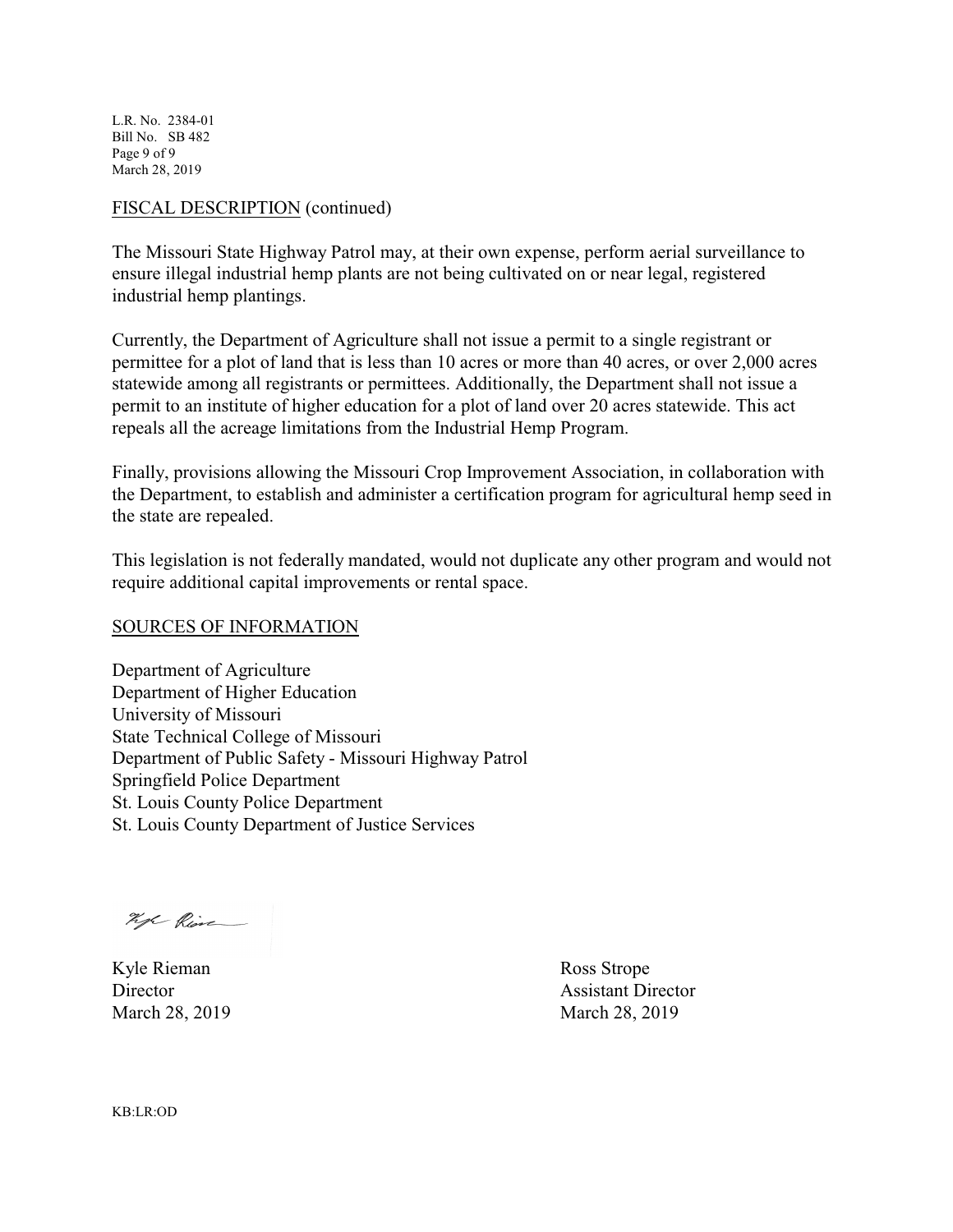FISCAL DESCRIPTION (continued)

The Missouri State Highway Patrol may, at their own expense, perform aerial surveillance to ensure illegal industrial hemp plants are not being cultivated on or near legal, registered industrial hemp plantings.

Currently, the Department of Agriculture shall not issue a permit to a single registrant or permittee for a plot of land that is less than 10 acres or more than 40 acres, or over 2,000 acres statewide among all registrants or permittees. Additionally, the Department shall not issue a permit to an institute of higher education for a plot of land over 20 acres statewide. This act repeals all the acreage limitations from the Industrial Hemp Program.

Finally, provisions allowing the Missouri Crop Improvement Association, in collaboration with the Department, to establish and administer a certification program for agricultural hemp seed in the state are repealed.

This legislation is not federally mandated, would not duplicate any other program and would not require additional capital improvements or rental space.

SOURCES OF INFORMATION

Department of Agriculture
Department of Higher Education
University of Missouri
State Technical College of Missouri
Department of Public Safety - Missouri Highway Patrol
Springfield Police Department
St. Louis County Police Department
St. Louis County Department of Justice Services

Kyle Rieman
Director
March 28, 2019

Ross Strope
Assistant Director
March 28, 2019

KB:LR:OD